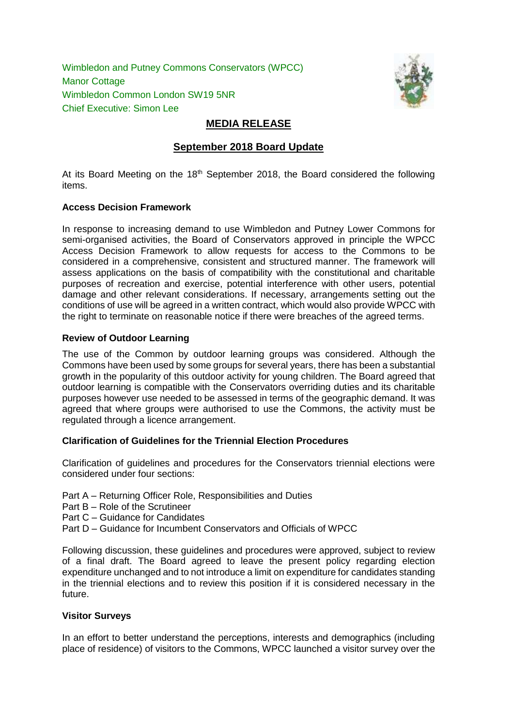Wimbledon and Putney Commons Conservators (WPCC)
Manor Cottage
Wimbledon Common London SW19 5NR
Chief Executive: Simon Lee

# MEDIA RELEASE

## September 2018 Board Update

At its Board Meeting on the 18th September 2018, the Board considered the following items.

### Access Decision Framework

In response to increasing demand to use Wimbledon and Putney Lower Commons for semi-organised activities, the Board of Conservators approved in principle the WPCC Access Decision Framework to allow requests for access to the Commons to be considered in a comprehensive, consistent and structured manner. The framework will assess applications on the basis of compatibility with the constitutional and charitable purposes of recreation and exercise, potential interference with other users, potential damage and other relevant considerations. If necessary, arrangements setting out the conditions of use will be agreed in a written contract, which would also provide WPCC with the right to terminate on reasonable notice if there were breaches of the agreed terms.

### Review of Outdoor Learning

The use of the Common by outdoor learning groups was considered. Although the Commons have been used by some groups for several years, there has been a substantial growth in the popularity of this outdoor activity for young children. The Board agreed that outdoor learning is compatible with the Conservators overriding duties and its charitable purposes however use needed to be assessed in terms of the geographic demand. It was agreed that where groups were authorised to use the Commons, the activity must be regulated through a licence arrangement.

### Clarification of Guidelines for the Triennial Election Procedures

Clarification of guidelines and procedures for the Conservators triennial elections were considered under four sections:

Part A – Returning Officer Role, Responsibilities and Duties
Part B – Role of the Scrutineer
Part C – Guidance for Candidates
Part D – Guidance for Incumbent Conservators and Officials of WPCC

Following discussion, these guidelines and procedures were approved, subject to review of a final draft. The Board agreed to leave the present policy regarding election expenditure unchanged and to not introduce a limit on expenditure for candidates standing in the triennial elections and to review this position if it is considered necessary in the future.

### Visitor Surveys

In an effort to better understand the perceptions, interests and demographics (including place of residence) of visitors to the Commons, WPCC launched a visitor survey over the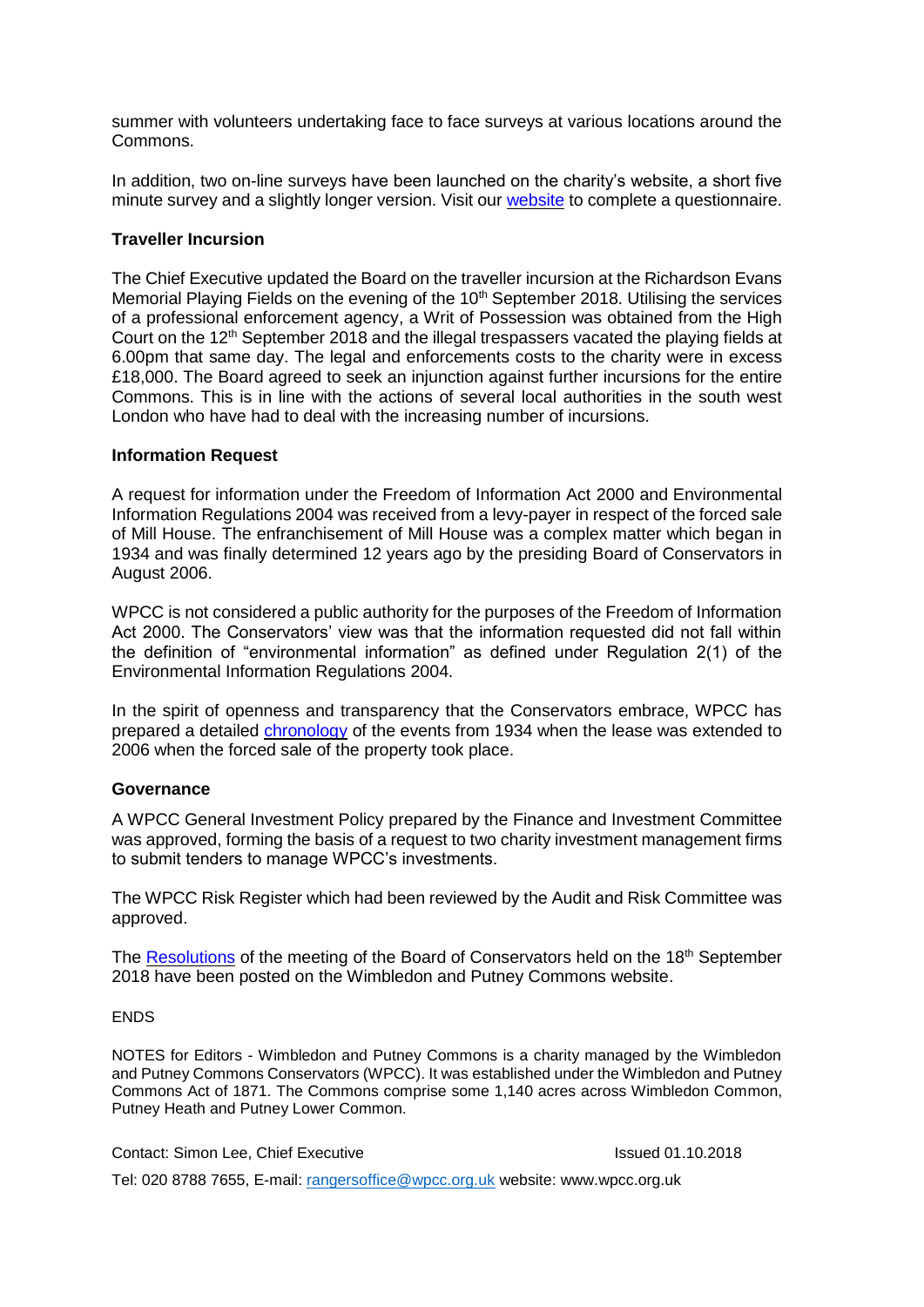summer with volunteers undertaking face to face surveys at various locations around the Commons.

In addition, two on-line surveys have been launched on the charity's website, a short five minute survey and a slightly longer version. Visit our website to complete a questionnaire.

**Traveller Incursion**

The Chief Executive updated the Board on the traveller incursion at the Richardson Evans Memorial Playing Fields on the evening of the 10th September 2018. Utilising the services of a professional enforcement agency, a Writ of Possession was obtained from the High Court on the 12th September 2018 and the illegal trespassers vacated the playing fields at 6.00pm that same day. The legal and enforcements costs to the charity were in excess £18,000. The Board agreed to seek an injunction against further incursions for the entire Commons. This is in line with the actions of several local authorities in the south west London who have had to deal with the increasing number of incursions.

**Information Request**

A request for information under the Freedom of Information Act 2000 and Environmental Information Regulations 2004 was received from a levy-payer in respect of the forced sale of Mill House. The enfranchisement of Mill House was a complex matter which began in 1934 and was finally determined 12 years ago by the presiding Board of Conservators in August 2006.

WPCC is not considered a public authority for the purposes of the Freedom of Information Act 2000. The Conservators' view was that the information requested did not fall within the definition of "environmental information" as defined under Regulation 2(1) of the Environmental Information Regulations 2004.

In the spirit of openness and transparency that the Conservators embrace, WPCC has prepared a detailed chronology of the events from 1934 when the lease was extended to 2006 when the forced sale of the property took place.

**Governance**

A WPCC General Investment Policy prepared by the Finance and Investment Committee was approved, forming the basis of a request to two charity investment management firms to submit tenders to manage WPCC's investments.

The WPCC Risk Register which had been reviewed by the Audit and Risk Committee was approved.

The Resolutions of the meeting of the Board of Conservators held on the 18th September 2018 have been posted on the Wimbledon and Putney Commons website.

ENDS

NOTES for Editors - Wimbledon and Putney Commons is a charity managed by the Wimbledon and Putney Commons Conservators (WPCC). It was established under the Wimbledon and Putney Commons Act of 1871. The Commons comprise some 1,140 acres across Wimbledon Common, Putney Heath and Putney Lower Common.

Contact: Simon Lee, Chief Executive — Issued 01.10.2018

Tel: 020 8788 7655, E-mail: rangersoffice@wpcc.org.uk website: www.wpcc.org.uk